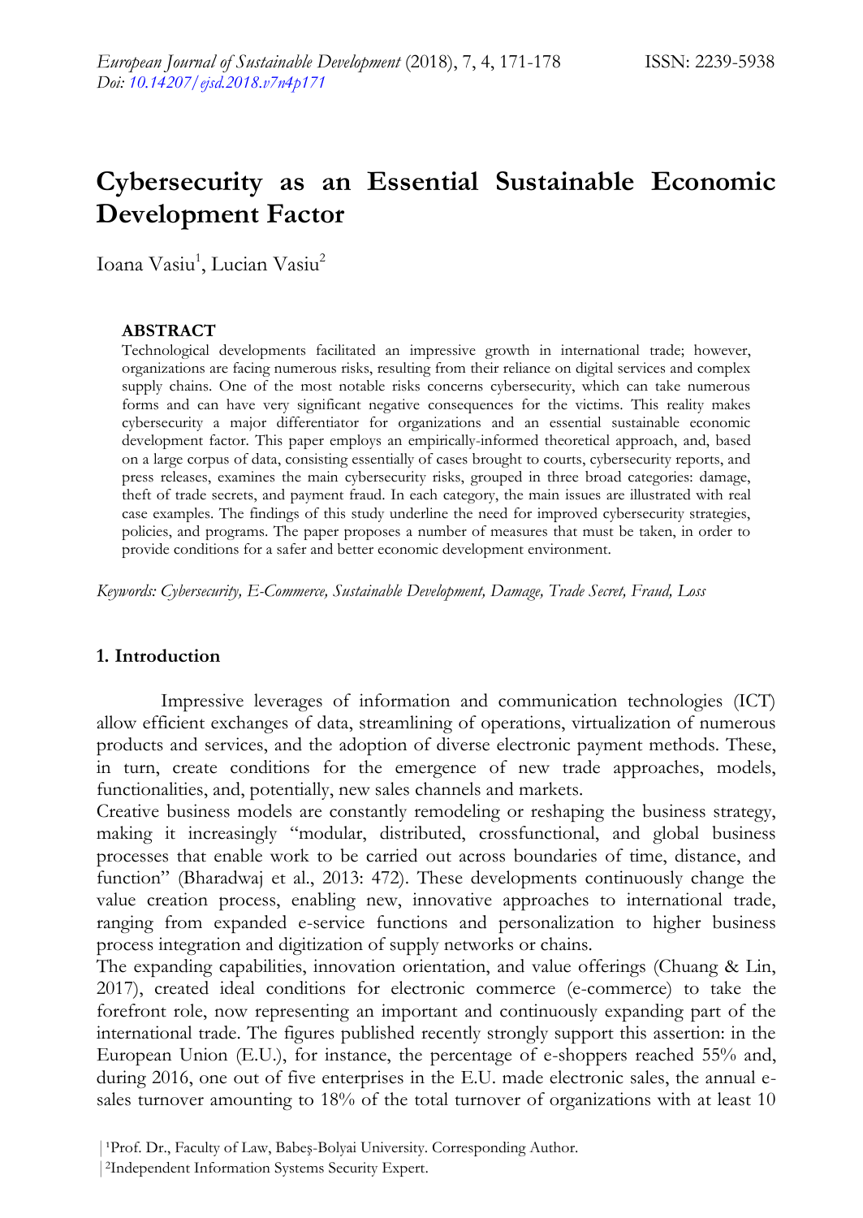# Cybersecurity as an Essential Sustainable Economic Development Factor

Ioana Vasiu[1], Lucian Vasiu[2]

### ABSTRACT

Technological developments facilitated an impressive growth in international trade; however, organizations are facing numerous risks, resulting from their reliance on digital services and complex supply chains. One of the most notable risks concerns cybersecurity, which can take numerous forms and can have very significant negative consequences for the victims. This reality makes cybersecurity a major differentiator for organizations and an essential sustainable economic development factor. This paper employs an empirically-informed theoretical approach, and, based on a large corpus of data, consisting essentially of cases brought to courts, cybersecurity reports, and press releases, examines the main cybersecurity risks, grouped in three broad categories: damage, theft of trade secrets, and payment fraud. In each category, the main issues are illustrated with real case examples. The findings of this study underline the need for improved cybersecurity strategies, policies, and programs. The paper proposes a number of measures that must be taken, in order to provide conditions for a safer and better economic development environment.

*Keywords: Cybersecurity, E-Commerce, Sustainable Development, Damage, Trade Secret, Fraud, Loss*

## 1. Introduction

Impressive leverages of information and communication technologies (ICT) allow efficient exchanges of data, streamlining of operations, virtualization of numerous products and services, and the adoption of diverse electronic payment methods. These, in turn, create conditions for the emergence of new trade approaches, models, functionalities, and, potentially, new sales channels and markets.

Creative business models are constantly remodeling or reshaping the business strategy, making it increasingly "modular, distributed, crossfunctional, and global business processes that enable work to be carried out across boundaries of time, distance, and function" (Bharadwaj et al., 2013: 472). These developments continuously change the value creation process, enabling new, innovative approaches to international trade, ranging from expanded e-service functions and personalization to higher business process integration and digitization of supply networks or chains.

The expanding capabilities, innovation orientation, and value offerings (Chuang & Lin, 2017), created ideal conditions for electronic commerce (e-commerce) to take the forefront role, now representing an important and continuously expanding part of the international trade. The figures published recently strongly support this assertion: in the European Union (E.U.), for instance, the percentage of e-shoppers reached 55% and, during 2016, one out of five enterprises in the E.U. made electronic sales, the annual e-sales turnover amounting to 18% of the total turnover of organizations with at least 10

[1]Prof. Dr., Faculty of Law, Babeş-Bolyai University. Corresponding Author.

[2]Independent Information Systems Security Expert.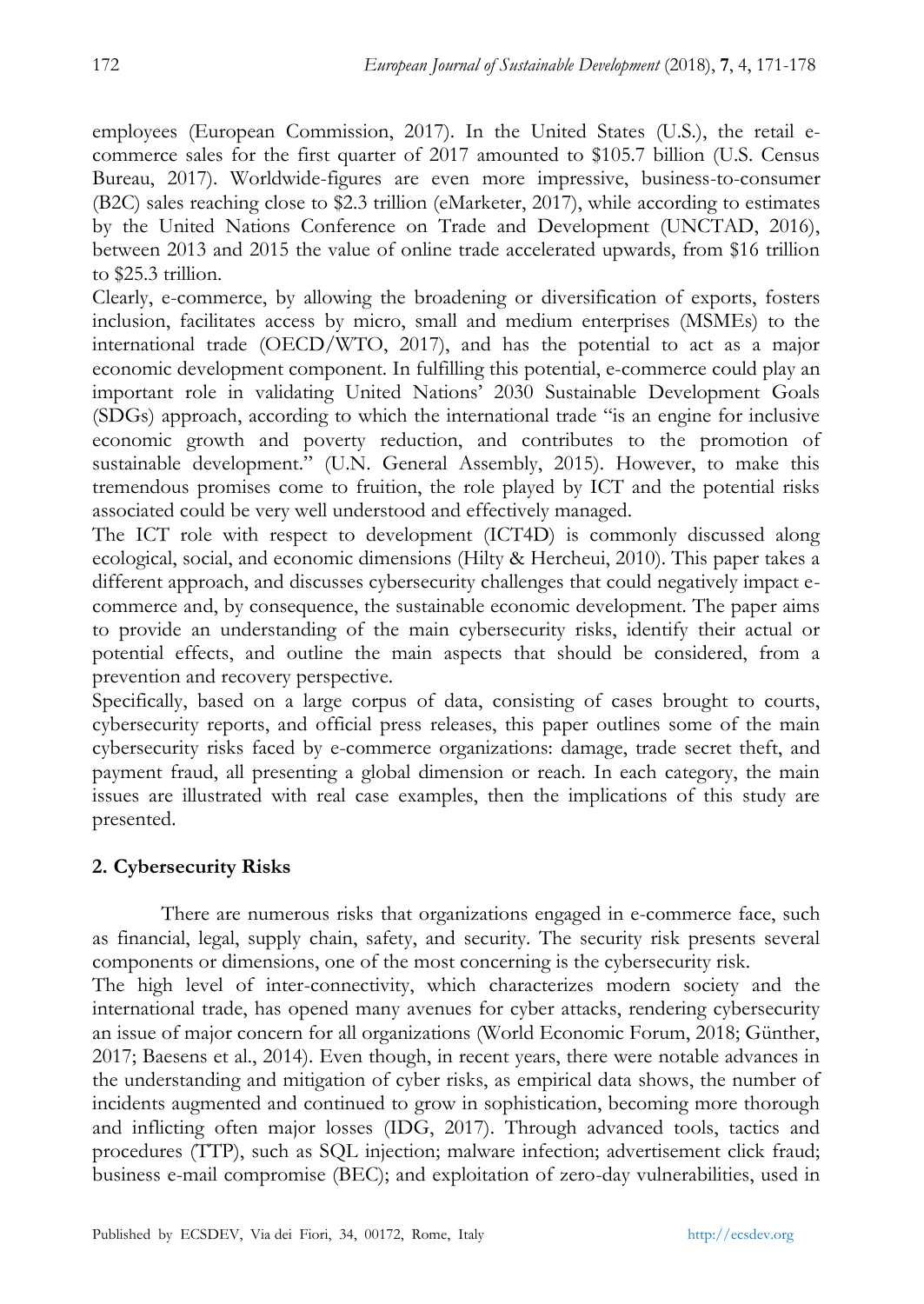employees (European Commission, 2017). In the United States (U.S.), the retail e-commerce sales for the first quarter of 2017 amounted to $105.7 billion (U.S. Census Bureau, 2017). Worldwide-figures are even more impressive, business-to-consumer (B2C) sales reaching close to $2.3 trillion (eMarketer, 2017), while according to estimates by the United Nations Conference on Trade and Development (UNCTAD, 2016), between 2013 and 2015 the value of online trade accelerated upwards, from $16 trillion to $25.3 trillion.

Clearly, e-commerce, by allowing the broadening or diversification of exports, fosters inclusion, facilitates access by micro, small and medium enterprises (MSMEs) to the international trade (OECD/WTO, 2017), and has the potential to act as a major economic development component. In fulfilling this potential, e-commerce could play an important role in validating United Nations' 2030 Sustainable Development Goals (SDGs) approach, according to which the international trade "is an engine for inclusive economic growth and poverty reduction, and contributes to the promotion of sustainable development." (U.N. General Assembly, 2015). However, to make this tremendous promises come to fruition, the role played by ICT and the potential risks associated could be very well understood and effectively managed.

The ICT role with respect to development (ICT4D) is commonly discussed along ecological, social, and economic dimensions (Hilty & Hercheui, 2010). This paper takes a different approach, and discusses cybersecurity challenges that could negatively impact e-commerce and, by consequence, the sustainable economic development. The paper aims to provide an understanding of the main cybersecurity risks, identify their actual or potential effects, and outline the main aspects that should be considered, from a prevention and recovery perspective.

Specifically, based on a large corpus of data, consisting of cases brought to courts, cybersecurity reports, and official press releases, this paper outlines some of the main cybersecurity risks faced by e-commerce organizations: damage, trade secret theft, and payment fraud, all presenting a global dimension or reach. In each category, the main issues are illustrated with real case examples, then the implications of this study are presented.

## 2. Cybersecurity Risks

There are numerous risks that organizations engaged in e-commerce face, such as financial, legal, supply chain, safety, and security. The security risk presents several components or dimensions, one of the most concerning is the cybersecurity risk.

The high level of inter-connectivity, which characterizes modern society and the international trade, has opened many avenues for cyber attacks, rendering cybersecurity an issue of major concern for all organizations (World Economic Forum, 2018; Günther, 2017; Baesens et al., 2014). Even though, in recent years, there were notable advances in the understanding and mitigation of cyber risks, as empirical data shows, the number of incidents augmented and continued to grow in sophistication, becoming more thorough and inflicting often major losses (IDG, 2017). Through advanced tools, tactics and procedures (TTP), such as SQL injection; malware infection; advertisement click fraud; business e-mail compromise (BEC); and exploitation of zero-day vulnerabilities, used in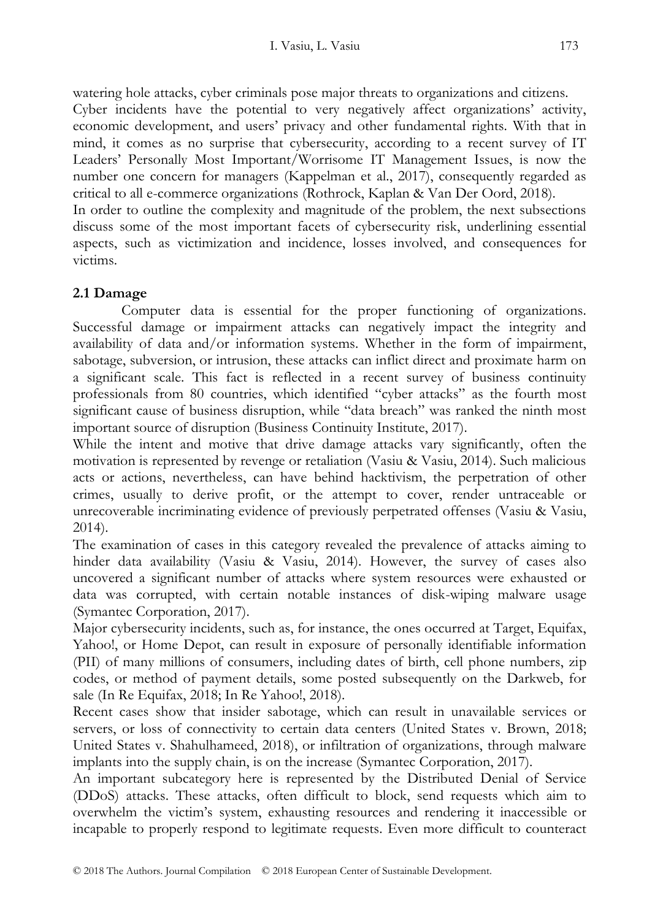watering hole attacks, cyber criminals pose major threats to organizations and citizens.

Cyber incidents have the potential to very negatively affect organizations' activity, economic development, and users' privacy and other fundamental rights. With that in mind, it comes as no surprise that cybersecurity, according to a recent survey of IT Leaders' Personally Most Important/Worrisome IT Management Issues, is now the number one concern for managers (Kappelman et al., 2017), consequently regarded as critical to all e-commerce organizations (Rothrock, Kaplan & Van Der Oord, 2018).

In order to outline the complexity and magnitude of the problem, the next subsections discuss some of the most important facets of cybersecurity risk, underlining essential aspects, such as victimization and incidence, losses involved, and consequences for victims.

## 2.1 Damage

Computer data is essential for the proper functioning of organizations. Successful damage or impairment attacks can negatively impact the integrity and availability of data and/or information systems. Whether in the form of impairment, sabotage, subversion, or intrusion, these attacks can inflict direct and proximate harm on a significant scale. This fact is reflected in a recent survey of business continuity professionals from 80 countries, which identified "cyber attacks" as the fourth most significant cause of business disruption, while "data breach" was ranked the ninth most important source of disruption (Business Continuity Institute, 2017).

While the intent and motive that drive damage attacks vary significantly, often the motivation is represented by revenge or retaliation (Vasiu & Vasiu, 2014). Such malicious acts or actions, nevertheless, can have behind hacktivism, the perpetration of other crimes, usually to derive profit, or the attempt to cover, render untraceable or unrecoverable incriminating evidence of previously perpetrated offenses (Vasiu & Vasiu, 2014).

The examination of cases in this category revealed the prevalence of attacks aiming to hinder data availability (Vasiu & Vasiu, 2014). However, the survey of cases also uncovered a significant number of attacks where system resources were exhausted or data was corrupted, with certain notable instances of disk-wiping malware usage (Symantec Corporation, 2017).

Major cybersecurity incidents, such as, for instance, the ones occurred at Target, Equifax, Yahoo!, or Home Depot, can result in exposure of personally identifiable information (PII) of many millions of consumers, including dates of birth, cell phone numbers, zip codes, or method of payment details, some posted subsequently on the Darkweb, for sale (In Re Equifax, 2018; In Re Yahoo!, 2018).

Recent cases show that insider sabotage, which can result in unavailable services or servers, or loss of connectivity to certain data centers (United States v. Brown, 2018; United States v. Shahulhameed, 2018), or infiltration of organizations, through malware implants into the supply chain, is on the increase (Symantec Corporation, 2017).

An important subcategory here is represented by the Distributed Denial of Service (DDoS) attacks. These attacks, often difficult to block, send requests which aim to overwhelm the victim's system, exhausting resources and rendering it inaccessible or incapable to properly respond to legitimate requests. Even more difficult to counteract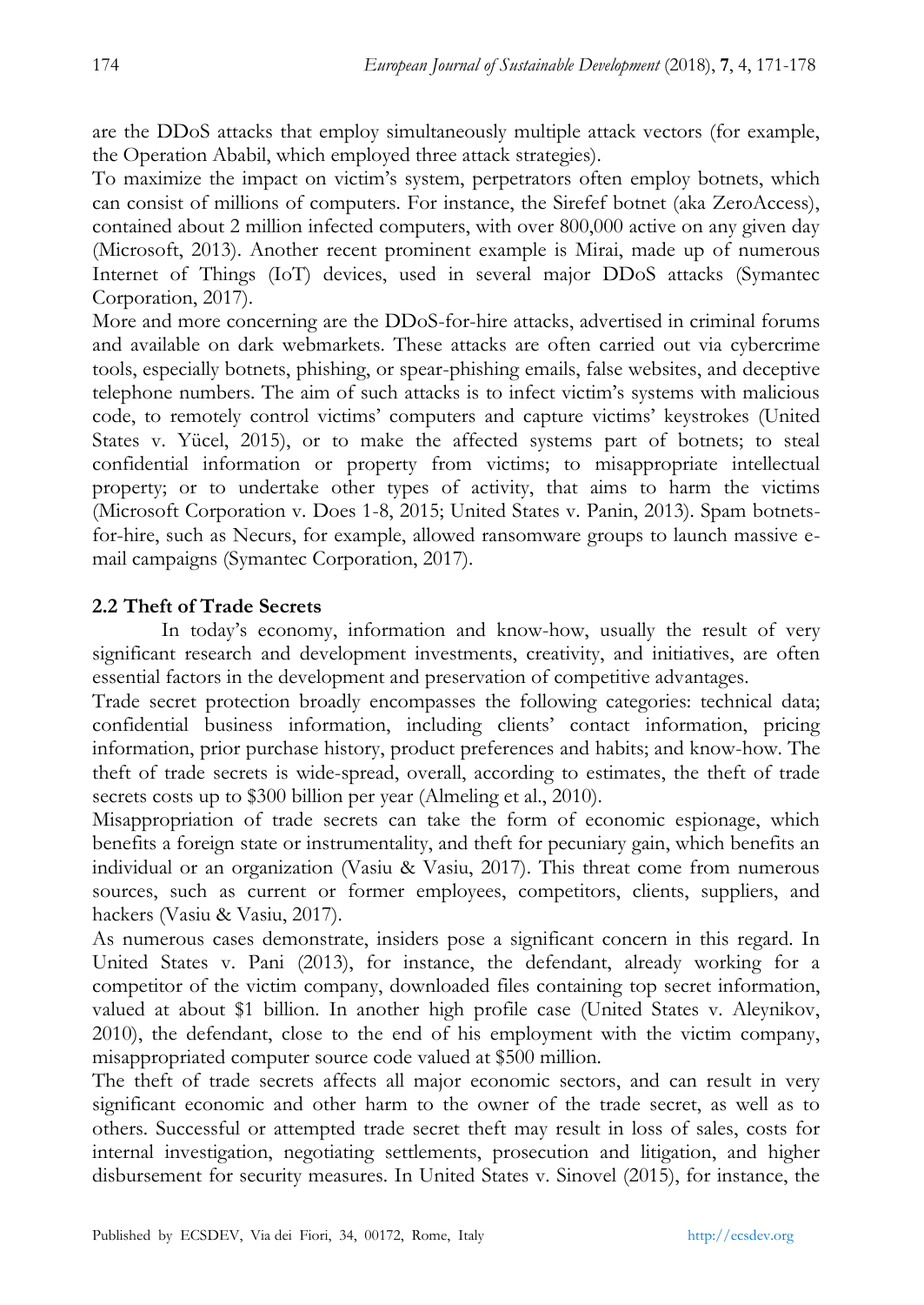are the DDoS attacks that employ simultaneously multiple attack vectors (for example, the Operation Ababil, which employed three attack strategies).

To maximize the impact on victim's system, perpetrators often employ botnets, which can consist of millions of computers. For instance, the Sirefef botnet (aka ZeroAccess), contained about 2 million infected computers, with over 800,000 active on any given day (Microsoft, 2013). Another recent prominent example is Mirai, made up of numerous Internet of Things (IoT) devices, used in several major DDoS attacks (Symantec Corporation, 2017).

More and more concerning are the DDoS-for-hire attacks, advertised in criminal forums and available on dark webmarkets. These attacks are often carried out via cybercrime tools, especially botnets, phishing, or spear-phishing emails, false websites, and deceptive telephone numbers. The aim of such attacks is to infect victim's systems with malicious code, to remotely control victims' computers and capture victims' keystrokes (United States v. Yücel, 2015), or to make the affected systems part of botnets; to steal confidential information or property from victims; to misappropriate intellectual property; or to undertake other types of activity, that aims to harm the victims (Microsoft Corporation v. Does 1-8, 2015; United States v. Panin, 2013). Spam botnets-for-hire, such as Necurs, for example, allowed ransomware groups to launch massive e-mail campaigns (Symantec Corporation, 2017).

## 2.2 Theft of Trade Secrets

In today's economy, information and know-how, usually the result of very significant research and development investments, creativity, and initiatives, are often essential factors in the development and preservation of competitive advantages.

Trade secret protection broadly encompasses the following categories: technical data; confidential business information, including clients' contact information, pricing information, prior purchase history, product preferences and habits; and know-how. The theft of trade secrets is wide-spread, overall, according to estimates, the theft of trade secrets costs up to $300 billion per year (Almeling et al., 2010).

Misappropriation of trade secrets can take the form of economic espionage, which benefits a foreign state or instrumentality, and theft for pecuniary gain, which benefits an individual or an organization (Vasiu & Vasiu, 2017). This threat come from numerous sources, such as current or former employees, competitors, clients, suppliers, and hackers (Vasiu & Vasiu, 2017).

As numerous cases demonstrate, insiders pose a significant concern in this regard. In United States v. Pani (2013), for instance, the defendant, already working for a competitor of the victim company, downloaded files containing top secret information, valued at about $1 billion. In another high profile case (United States v. Aleynikov, 2010), the defendant, close to the end of his employment with the victim company, misappropriated computer source code valued at $500 million.

The theft of trade secrets affects all major economic sectors, and can result in very significant economic and other harm to the owner of the trade secret, as well as to others. Successful or attempted trade secret theft may result in loss of sales, costs for internal investigation, negotiating settlements, prosecution and litigation, and higher disbursement for security measures. In United States v. Sinovel (2015), for instance, the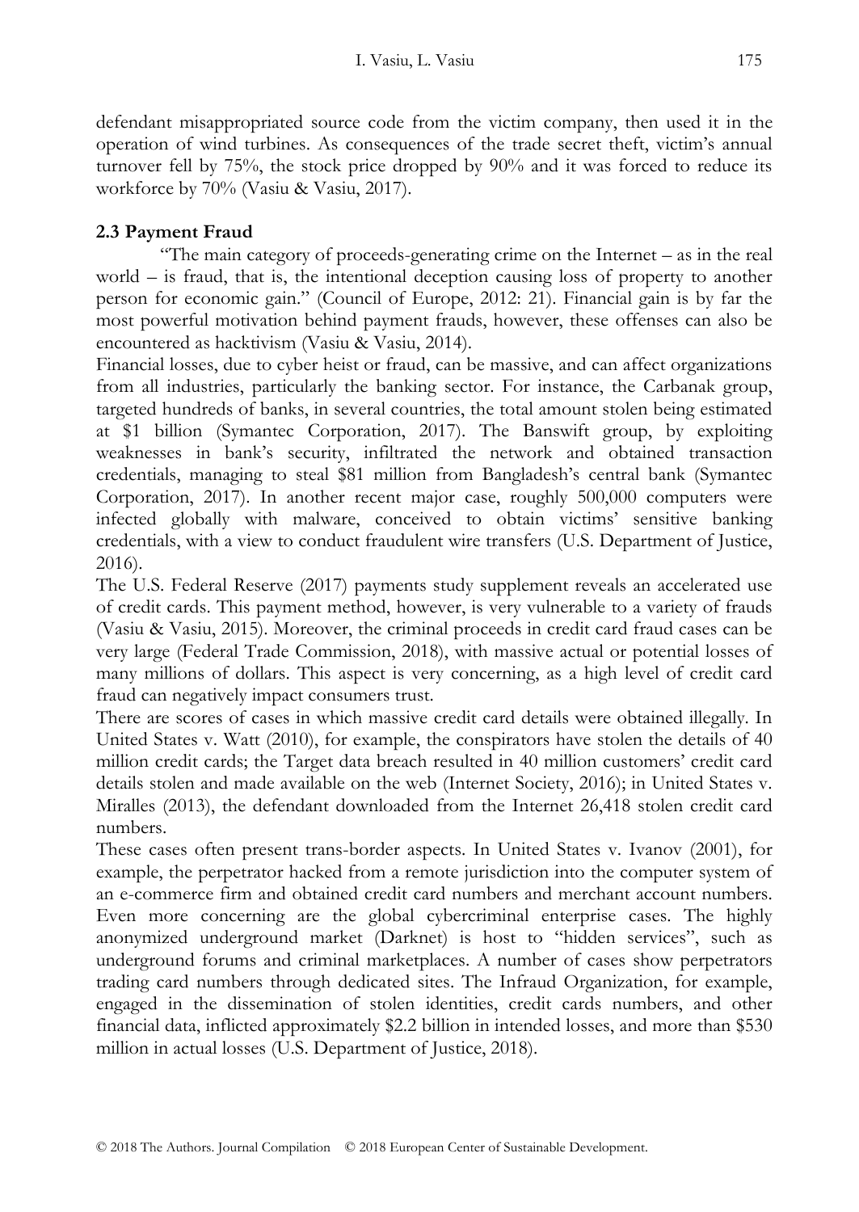defendant misappropriated source code from the victim company, then used it in the operation of wind turbines. As consequences of the trade secret theft, victim's annual turnover fell by 75%, the stock price dropped by 90% and it was forced to reduce its workforce by 70% (Vasiu & Vasiu, 2017).

### 2.3 Payment Fraud

"The main category of proceeds-generating crime on the Internet – as in the real world – is fraud, that is, the intentional deception causing loss of property to another person for economic gain." (Council of Europe, 2012: 21). Financial gain is by far the most powerful motivation behind payment frauds, however, these offenses can also be encountered as hacktivism (Vasiu & Vasiu, 2014).

Financial losses, due to cyber heist or fraud, can be massive, and can affect organizations from all industries, particularly the banking sector. For instance, the Carbanak group, targeted hundreds of banks, in several countries, the total amount stolen being estimated at $1 billion (Symantec Corporation, 2017). The Banswift group, by exploiting weaknesses in bank's security, infiltrated the network and obtained transaction credentials, managing to steal $81 million from Bangladesh's central bank (Symantec Corporation, 2017). In another recent major case, roughly 500,000 computers were infected globally with malware, conceived to obtain victims' sensitive banking credentials, with a view to conduct fraudulent wire transfers (U.S. Department of Justice, 2016).

The U.S. Federal Reserve (2017) payments study supplement reveals an accelerated use of credit cards. This payment method, however, is very vulnerable to a variety of frauds (Vasiu & Vasiu, 2015). Moreover, the criminal proceeds in credit card fraud cases can be very large (Federal Trade Commission, 2018), with massive actual or potential losses of many millions of dollars. This aspect is very concerning, as a high level of credit card fraud can negatively impact consumers trust.

There are scores of cases in which massive credit card details were obtained illegally. In United States v. Watt (2010), for example, the conspirators have stolen the details of 40 million credit cards; the Target data breach resulted in 40 million customers' credit card details stolen and made available on the web (Internet Society, 2016); in United States v. Miralles (2013), the defendant downloaded from the Internet 26,418 stolen credit card numbers.

These cases often present trans-border aspects. In United States v. Ivanov (2001), for example, the perpetrator hacked from a remote jurisdiction into the computer system of an e-commerce firm and obtained credit card numbers and merchant account numbers. Even more concerning are the global cybercriminal enterprise cases. The highly anonymized underground market (Darknet) is host to "hidden services", such as underground forums and criminal marketplaces. A number of cases show perpetrators trading card numbers through dedicated sites. The Infraud Organization, for example, engaged in the dissemination of stolen identities, credit cards numbers, and other financial data, inflicted approximately $2.2 billion in intended losses, and more than $530 million in actual losses (U.S. Department of Justice, 2018).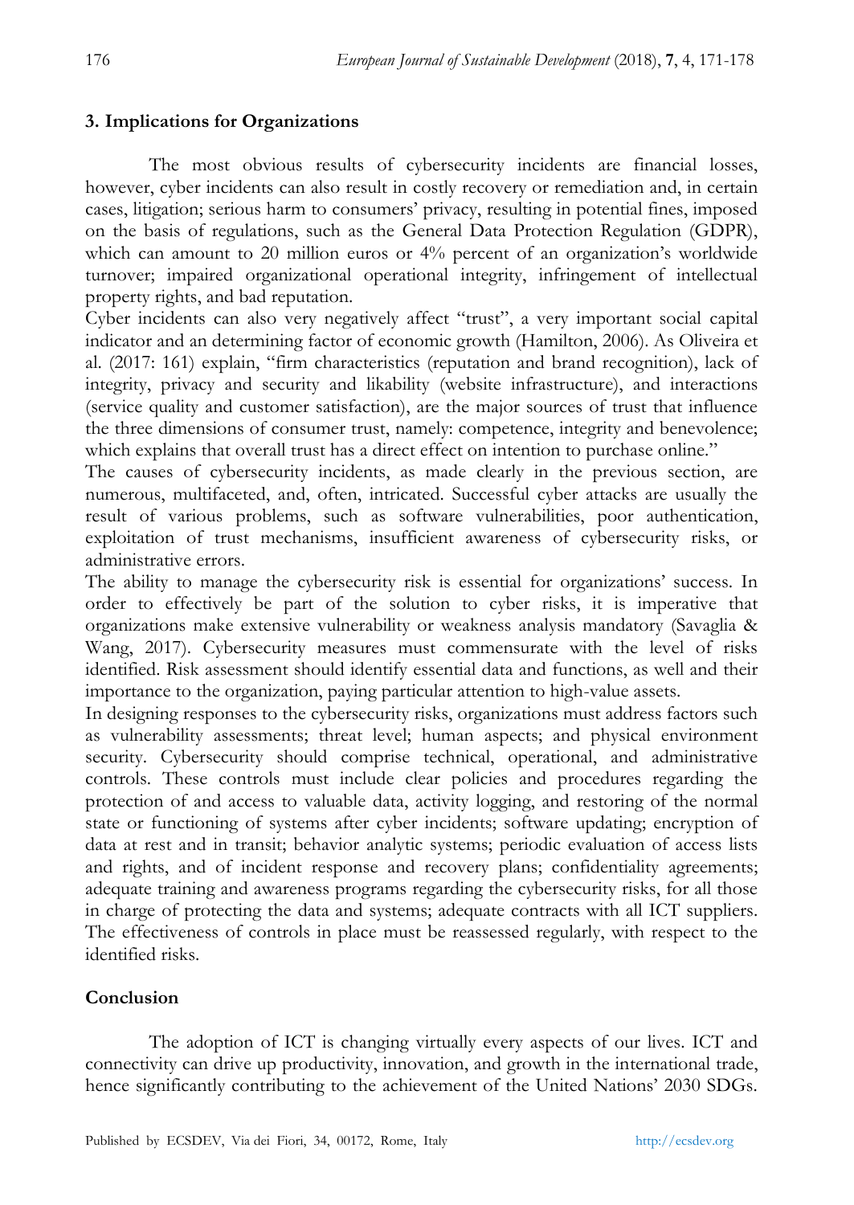## 3. Implications for Organizations

The most obvious results of cybersecurity incidents are financial losses, however, cyber incidents can also result in costly recovery or remediation and, in certain cases, litigation; serious harm to consumers' privacy, resulting in potential fines, imposed on the basis of regulations, such as the General Data Protection Regulation (GDPR), which can amount to 20 million euros or 4% percent of an organization's worldwide turnover; impaired organizational operational integrity, infringement of intellectual property rights, and bad reputation.

Cyber incidents can also very negatively affect "trust", a very important social capital indicator and an determining factor of economic growth (Hamilton, 2006). As Oliveira et al. (2017: 161) explain, "firm characteristics (reputation and brand recognition), lack of integrity, privacy and security and likability (website infrastructure), and interactions (service quality and customer satisfaction), are the major sources of trust that influence the three dimensions of consumer trust, namely: competence, integrity and benevolence; which explains that overall trust has a direct effect on intention to purchase online."

The causes of cybersecurity incidents, as made clearly in the previous section, are numerous, multifaceted, and, often, intricated. Successful cyber attacks are usually the result of various problems, such as software vulnerabilities, poor authentication, exploitation of trust mechanisms, insufficient awareness of cybersecurity risks, or administrative errors.

The ability to manage the cybersecurity risk is essential for organizations' success. In order to effectively be part of the solution to cyber risks, it is imperative that organizations make extensive vulnerability or weakness analysis mandatory (Savaglia & Wang, 2017). Cybersecurity measures must commensurate with the level of risks identified. Risk assessment should identify essential data and functions, as well and their importance to the organization, paying particular attention to high-value assets.

In designing responses to the cybersecurity risks, organizations must address factors such as vulnerability assessments; threat level; human aspects; and physical environment security. Cybersecurity should comprise technical, operational, and administrative controls. These controls must include clear policies and procedures regarding the protection of and access to valuable data, activity logging, and restoring of the normal state or functioning of systems after cyber incidents; software updating; encryption of data at rest and in transit; behavior analytic systems; periodic evaluation of access lists and rights, and of incident response and recovery plans; confidentiality agreements; adequate training and awareness programs regarding the cybersecurity risks, for all those in charge of protecting the data and systems; adequate contracts with all ICT suppliers. The effectiveness of controls in place must be reassessed regularly, with respect to the identified risks.

## Conclusion

The adoption of ICT is changing virtually every aspects of our lives. ICT and connectivity can drive up productivity, innovation, and growth in the international trade, hence significantly contributing to the achievement of the United Nations' 2030 SDGs.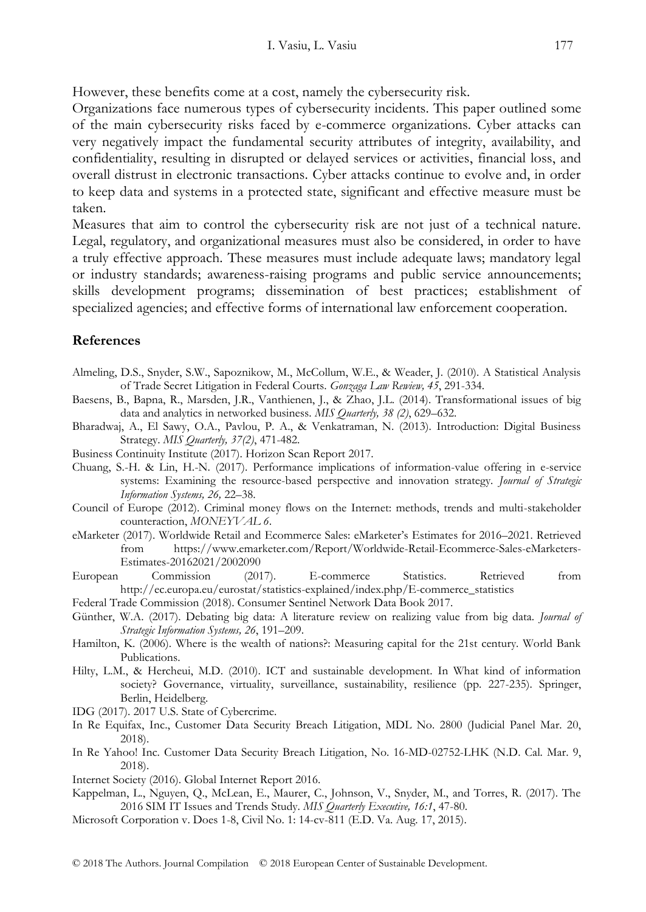However, these benefits come at a cost, namely the cybersecurity risk.

Organizations face numerous types of cybersecurity incidents. This paper outlined some of the main cybersecurity risks faced by e-commerce organizations. Cyber attacks can very negatively impact the fundamental security attributes of integrity, availability, and confidentiality, resulting in disrupted or delayed services or activities, financial loss, and overall distrust in electronic transactions. Cyber attacks continue to evolve and, in order to keep data and systems in a protected state, significant and effective measure must be taken.

Measures that aim to control the cybersecurity risk are not just of a technical nature. Legal, regulatory, and organizational measures must also be considered, in order to have a truly effective approach. These measures must include adequate laws; mandatory legal or industry standards; awareness-raising programs and public service announcements; skills development programs; dissemination of best practices; establishment of specialized agencies; and effective forms of international law enforcement cooperation.

## References

Almeling, D.S., Snyder, S.W., Sapoznikow, M., McCollum, W.E., & Weader, J. (2010). A Statistical Analysis of Trade Secret Litigation in Federal Courts. *Gonzaga Law Rewiew, 45*, 291-334.

Baesens, B., Bapna, R., Marsden, J.R., Vanthienen, J., & Zhao, J.L. (2014). Transformational issues of big data and analytics in networked business. *MIS Quarterly, 38 (2)*, 629–632.

Bharadwaj, A., El Sawy, O.A., Pavlou, P. A., & Venkatraman, N. (2013). Introduction: Digital Business Strategy. *MIS Quarterly, 37(2)*, 471-482.

Business Continuity Institute (2017). Horizon Scan Report 2017.

Chuang, S.-H. & Lin, H.-N. (2017). Performance implications of information-value offering in e-service systems: Examining the resource-based perspective and innovation strategy. *Journal of Strategic Information Systems, 26,* 22–38.

Council of Europe (2012). Criminal money flows on the Internet: methods, trends and multi-stakeholder counteraction, *MONEYVAL 6*.

eMarketer (2017). Worldwide Retail and Ecommerce Sales: eMarketer's Estimates for 2016–2021. Retrieved from https://www.emarketer.com/Report/Worldwide-Retail-Ecommerce-Sales-eMarketers-Estimates-20162021/2002090

European Commission (2017). E-commerce Statistics. Retrieved from http://ec.europa.eu/eurostat/statistics-explained/index.php/E-commerce_statistics

Federal Trade Commission (2018). Consumer Sentinel Network Data Book 2017.

Günther, W.A. (2017). Debating big data: A literature review on realizing value from big data. *Journal of Strategic Information Systems, 26*, 191–209.

Hamilton, K. (2006). Where is the wealth of nations?: Measuring capital for the 21st century. World Bank Publications.

Hilty, L.M., & Hercheui, M.D. (2010). ICT and sustainable development. In What kind of information society? Governance, virtuality, surveillance, sustainability, resilience (pp. 227-235). Springer, Berlin, Heidelberg.

IDG (2017). 2017 U.S. State of Cybercrime.

In Re Equifax, Inc., Customer Data Security Breach Litigation, MDL No. 2800 (Judicial Panel Mar. 20, 2018).

In Re Yahoo! Inc. Customer Data Security Breach Litigation, No. 16-MD-02752-LHK (N.D. Cal. Mar. 9, 2018).

Internet Society (2016). Global Internet Report 2016.

Kappelman, L., Nguyen, Q., McLean, E., Maurer, C., Johnson, V., Snyder, M., and Torres, R. (2017). The 2016 SIM IT Issues and Trends Study. *MIS Quarterly Executive, 16:1*, 47-80.

Microsoft Corporation v. Does 1-8, Civil No. 1: 14-cv-811 (E.D. Va. Aug. 17, 2015).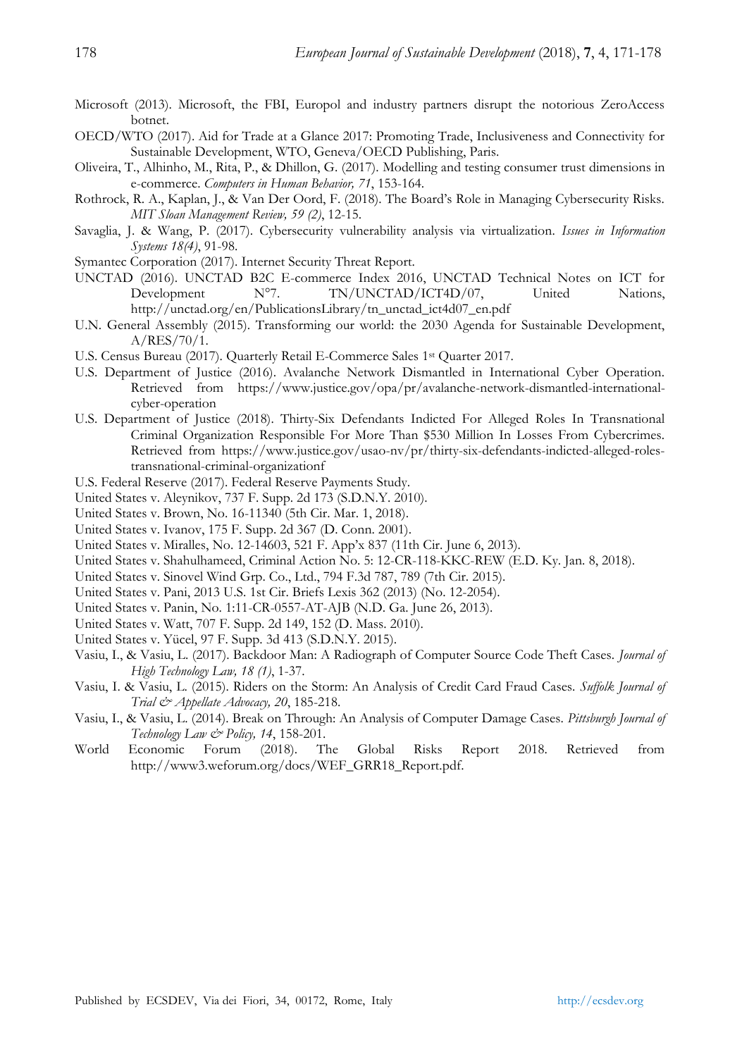Microsoft (2013). Microsoft, the FBI, Europol and industry partners disrupt the notorious ZeroAccess botnet.

OECD/WTO (2017). Aid for Trade at a Glance 2017: Promoting Trade, Inclusiveness and Connectivity for Sustainable Development, WTO, Geneva/OECD Publishing, Paris.

Oliveira, T., Alhinho, M., Rita, P., & Dhillon, G. (2017). Modelling and testing consumer trust dimensions in e-commerce. *Computers in Human Behavior, 71*, 153-164.

Rothrock, R. A., Kaplan, J., & Van Der Oord, F. (2018). The Board's Role in Managing Cybersecurity Risks. *MIT Sloan Management Review, 59 (2)*, 12-15.

Savaglia, J. & Wang, P. (2017). Cybersecurity vulnerability analysis via virtualization. *Issues in Information Systems 18(4)*, 91-98.

Symantec Corporation (2017). Internet Security Threat Report.

UNCTAD (2016). UNCTAD B2C E-commerce Index 2016, UNCTAD Technical Notes on ICT for Development N°7. TN/UNCTAD/ICT4D/07, United Nations, http://unctad.org/en/PublicationsLibrary/tn_unctad_ict4d07_en.pdf

U.N. General Assembly (2015). Transforming our world: the 2030 Agenda for Sustainable Development, A/RES/70/1.

U.S. Census Bureau (2017). Quarterly Retail E-Commerce Sales 1st Quarter 2017.

U.S. Department of Justice (2016). Avalanche Network Dismantled in International Cyber Operation. Retrieved from https://www.justice.gov/opa/pr/avalanche-network-dismantled-international-cyber-operation

U.S. Department of Justice (2018). Thirty-Six Defendants Indicted For Alleged Roles In Transnational Criminal Organization Responsible For More Than $530 Million In Losses From Cybercrimes. Retrieved from https://www.justice.gov/usao-nv/pr/thirty-six-defendants-indicted-alleged-roles-transnational-criminal-organizationf

U.S. Federal Reserve (2017). Federal Reserve Payments Study.

United States v. Aleynikov, 737 F. Supp. 2d 173 (S.D.N.Y. 2010).

United States v. Brown, No. 16-11340 (5th Cir. Mar. 1, 2018).

United States v. Ivanov, 175 F. Supp. 2d 367 (D. Conn. 2001).

United States v. Miralles, No. 12-14603, 521 F. App'x 837 (11th Cir. June 6, 2013).

United States v. Shahulhameed, Criminal Action No. 5: 12-CR-118-KKC-REW (E.D. Ky. Jan. 8, 2018).

United States v. Sinovel Wind Grp. Co., Ltd., 794 F.3d 787, 789 (7th Cir. 2015).

United States v. Pani, 2013 U.S. 1st Cir. Briefs Lexis 362 (2013) (No. 12-2054).

United States v. Panin, No. 1:11-CR-0557-AT-AJB (N.D. Ga. June 26, 2013).

United States v. Watt, 707 F. Supp. 2d 149, 152 (D. Mass. 2010).

United States v. Yücel, 97 F. Supp. 3d 413 (S.D.N.Y. 2015).

Vasiu, I., & Vasiu, L. (2017). Backdoor Man: A Radiograph of Computer Source Code Theft Cases. *Journal of High Technology Law, 18 (1)*, 1-37.

Vasiu, I. & Vasiu, L. (2015). Riders on the Storm: An Analysis of Credit Card Fraud Cases. *Suffolk Journal of Trial & Appellate Advocacy, 20*, 185-218.

Vasiu, I., & Vasiu, L. (2014). Break on Through: An Analysis of Computer Damage Cases. *Pittsburgh Journal of Technology Law & Policy, 14*, 158-201.

World Economic Forum (2018). The Global Risks Report 2018. Retrieved from http://www3.weforum.org/docs/WEF_GRR18_Report.pdf.